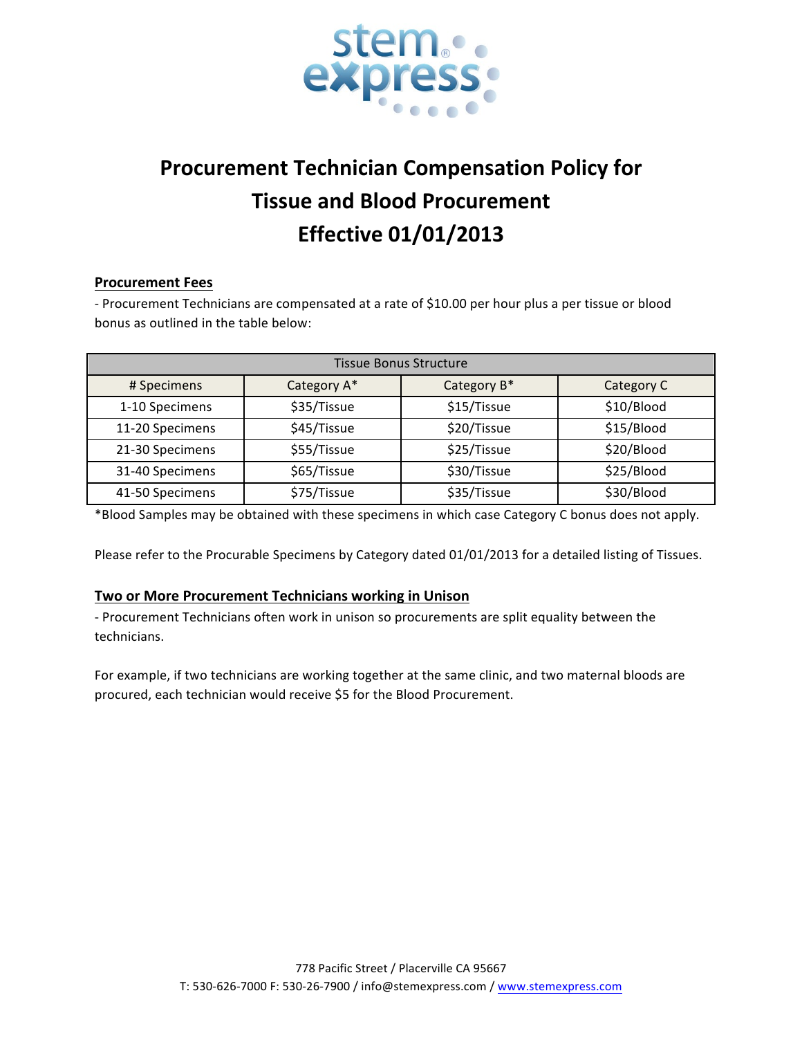# Procurement Technician Compensation Policy for Tissue and Blood Procurement Effective 01/01/2013

## Procurement Fees

- Procurement Technicians are compensated at a rate of $10.00 per hour plus a per tissue or blood bonus as outlined in the table below:

| Tissue Bonus Structure | | | |
|---|---|---|---|
| # Specimens | Category A* | Category B* | Category C |
| 1-10 Specimens | $35/Tissue | $15/Tissue | $10/Blood |
| 11-20 Specimens | $45/Tissue | $20/Tissue | $15/Blood |
| 21-30 Specimens | $55/Tissue | $25/Tissue | $20/Blood |
| 31-40 Specimens | $65/Tissue | $30/Tissue | $25/Blood |
| 41-50 Specimens | $75/Tissue | $35/Tissue | $30/Blood |

*Blood Samples may be obtained with these specimens in which case Category C bonus does not apply.

Please refer to the Procurable Specimens by Category dated 01/01/2013 for a detailed listing of Tissues.

## Two or More Procurement Technicians working in Unison

- Procurement Technicians often work in unison so procurements are split equality between the technicians.

For example, if two technicians are working together at the same clinic, and two maternal bloods are procured, each technician would receive $5 for the Blood Procurement.

778 Pacific Street / Placerville CA 95667
T: 530-626-7000 F: 530-26-7900 / info@stemexpress.com / www.stemexpress.com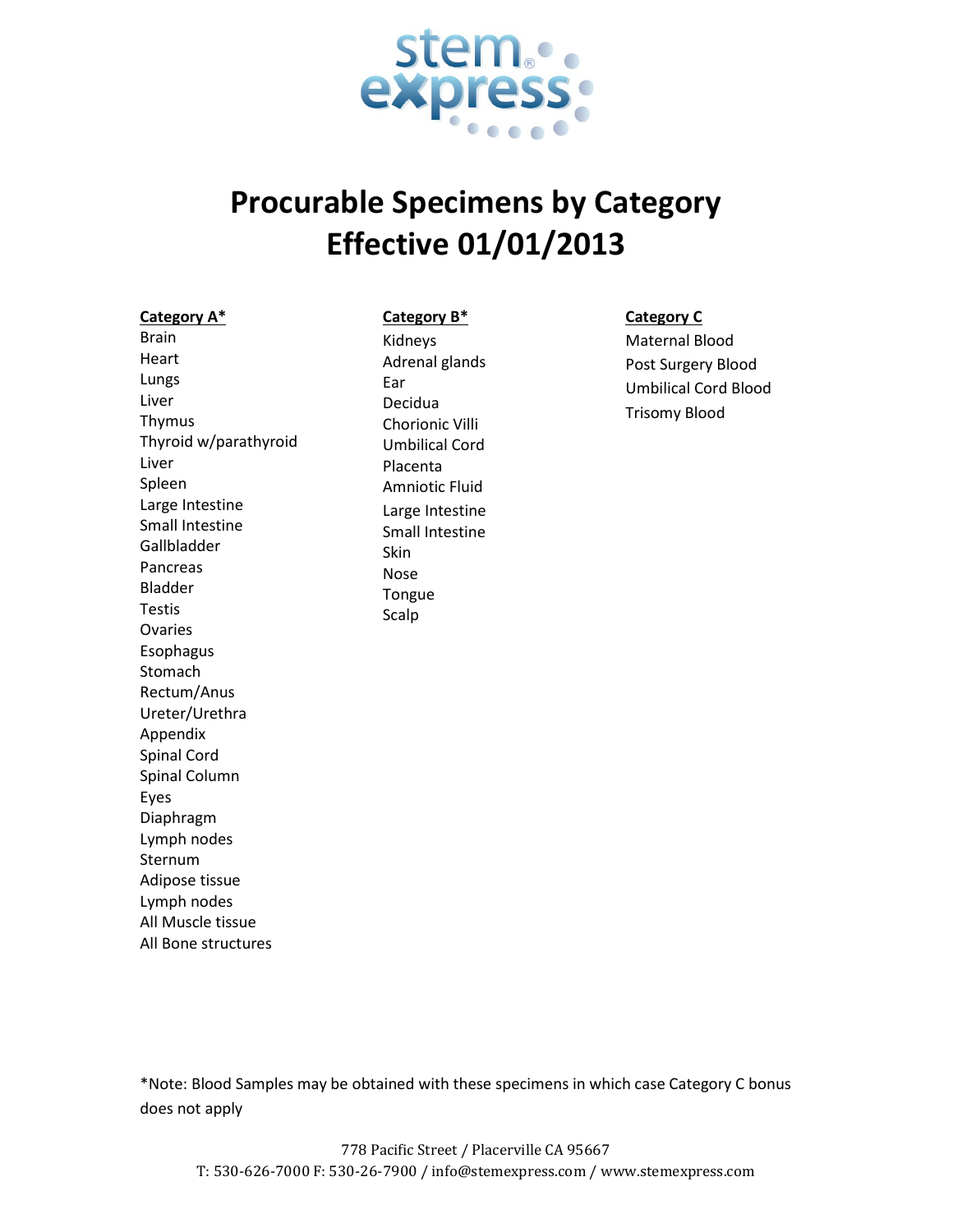stem express

# Procurable Specimens by Category Effective 01/01/2013

**Category A***

Brain
Heart
Lungs
Liver
Thymus
Thyroid w/parathyroid
Liver
Spleen
Large Intestine
Small Intestine
Gallbladder
Pancreas
Bladder
Testis
Ovaries
Esophagus
Stomach
Rectum/Anus
Ureter/Urethra
Appendix
Spinal Cord
Spinal Column
Eyes
Diaphragm
Lymph nodes
Sternum
Adipose tissue
Lymph nodes
All Muscle tissue
All Bone structures

**Category B***

Kidneys
Adrenal glands
Ear
Decidua
Chorionic Villi
Umbilical Cord
Placenta
Amniotic Fluid
Large Intestine
Small Intestine
Skin
Nose
Tongue
Scalp

**Category C**

Maternal Blood
Post Surgery Blood
Umbilical Cord Blood
Trisomy Blood

*Note: Blood Samples may be obtained with these specimens in which case Category C bonus does not apply

778 Pacific Street / Placerville CA 95667
T: 530-626-7000 F: 530-26-7900 / info@stemexpress.com / www.stemexpress.com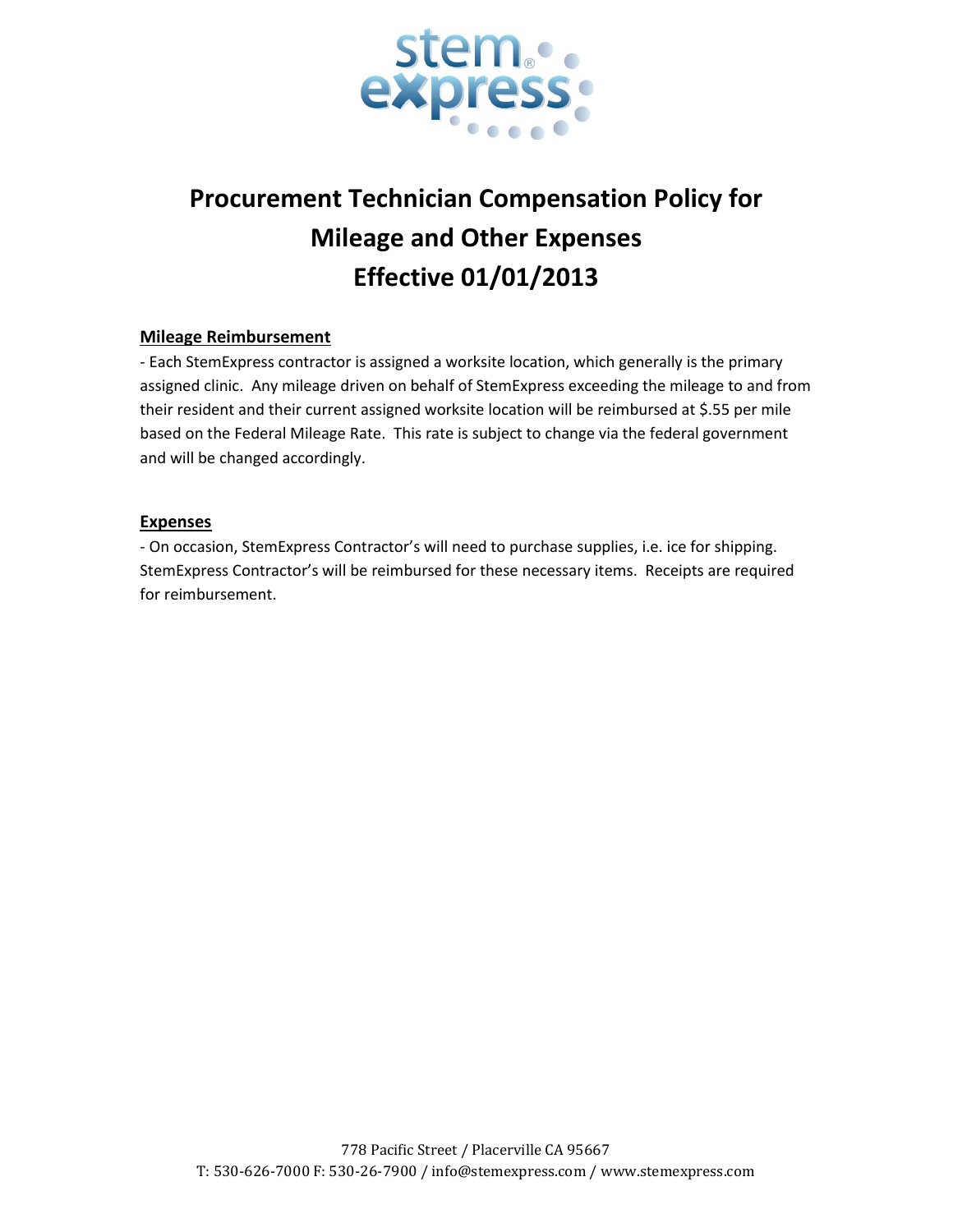# Procurement Technician Compensation Policy for Mileage and Other Expenses Effective 01/01/2013

**Mileage Reimbursement**

- Each StemExpress contractor is assigned a worksite location, which generally is the primary assigned clinic. Any mileage driven on behalf of StemExpress exceeding the mileage to and from their resident and their current assigned worksite location will be reimbursed at $.55 per mile based on the Federal Mileage Rate. This rate is subject to change via the federal government and will be changed accordingly.

**Expenses**

- On occasion, StemExpress Contractor's will need to purchase supplies, i.e. ice for shipping. StemExpress Contractor's will be reimbursed for these necessary items. Receipts are required for reimbursement.

778 Pacific Street / Placerville CA 95667
T: 530-626-7000 F: 530-26-7900 / info@stemexpress.com / www.stemexpress.com